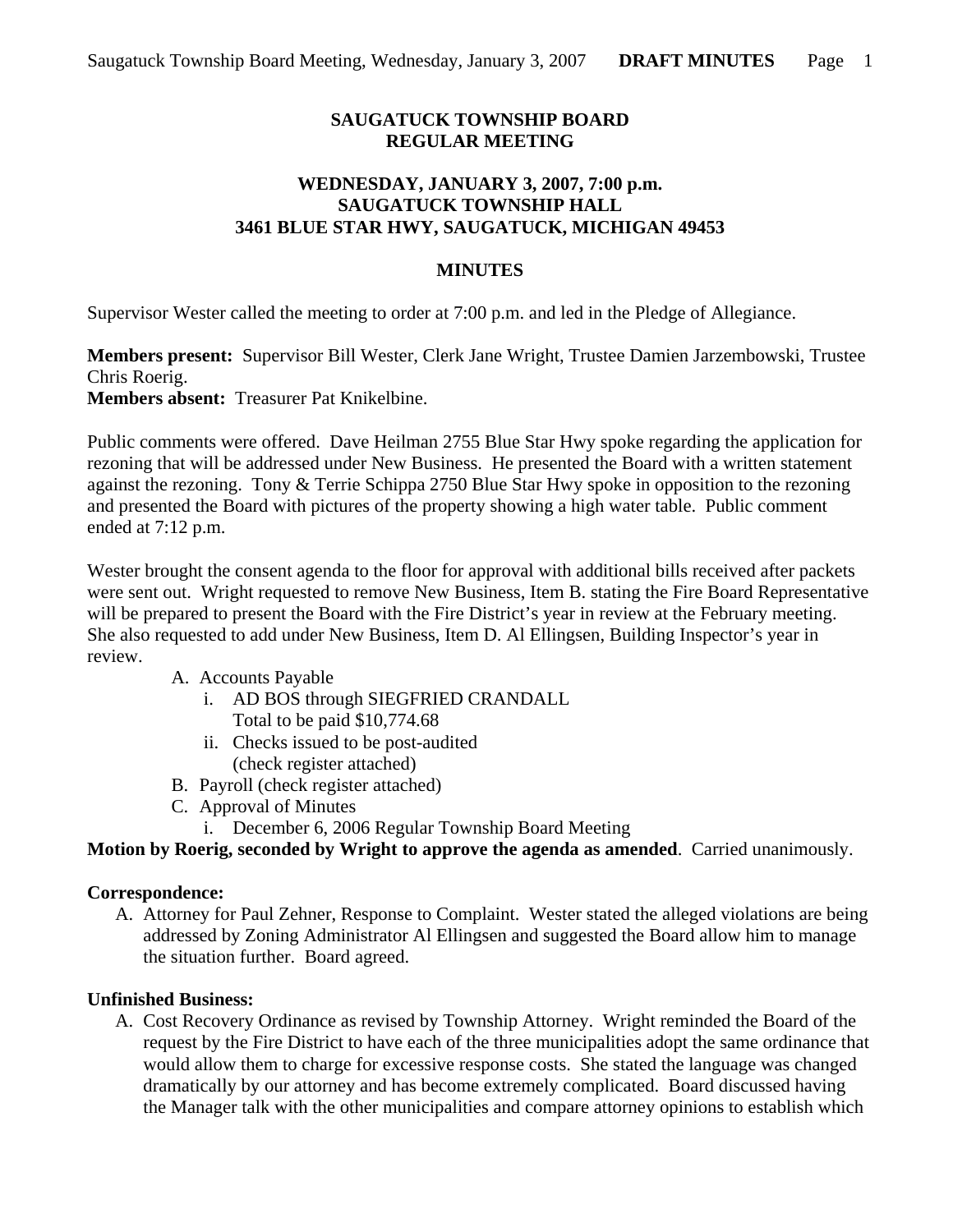# SAUGATUCK TOWNSHIP BOARD
# REGULAR MEETING

## WEDNESDAY, JANUARY 3, 2007, 7:00 p.m.
## SAUGATUCK TOWNSHIP HALL
## 3461 BLUE STAR HWY, SAUGATUCK, MICHIGAN 49453

## MINUTES

Supervisor Wester called the meeting to order at 7:00 p.m. and led in the Pledge of Allegiance.

**Members present:** Supervisor Bill Wester, Clerk Jane Wright, Trustee Damien Jarzembowski, Trustee Chris Roerig.
**Members absent:** Treasurer Pat Knikelbine.

Public comments were offered. Dave Heilman 2755 Blue Star Hwy spoke regarding the application for rezoning that will be addressed under New Business. He presented the Board with a written statement against the rezoning. Tony & Terrie Schippa 2750 Blue Star Hwy spoke in opposition to the rezoning and presented the Board with pictures of the property showing a high water table. Public comment ended at 7:12 p.m.

Wester brought the consent agenda to the floor for approval with additional bills received after packets were sent out. Wright requested to remove New Business, Item B. stating the Fire Board Representative will be prepared to present the Board with the Fire District's year in review at the February meeting. She also requested to add under New Business, Item D. Al Ellingsen, Building Inspector's year in review.

A. Accounts Payable
    i. AD BOS through SIEGFRIED CRANDALL
       Total to be paid $10,774.68
    ii. Checks issued to be post-audited
       (check register attached)
B. Payroll (check register attached)
C. Approval of Minutes
    i. December 6, 2006 Regular Township Board Meeting

**Motion by Roerig, seconded by Wright to approve the agenda as amended**. Carried unanimously.

**Correspondence:**

A. Attorney for Paul Zehner, Response to Complaint. Wester stated the alleged violations are being addressed by Zoning Administrator Al Ellingsen and suggested the Board allow him to manage the situation further. Board agreed.

**Unfinished Business:**

A. Cost Recovery Ordinance as revised by Township Attorney. Wright reminded the Board of the request by the Fire District to have each of the three municipalities adopt the same ordinance that would allow them to charge for excessive response costs. She stated the language was changed dramatically by our attorney and has become extremely complicated. Board discussed having the Manager talk with the other municipalities and compare attorney opinions to establish which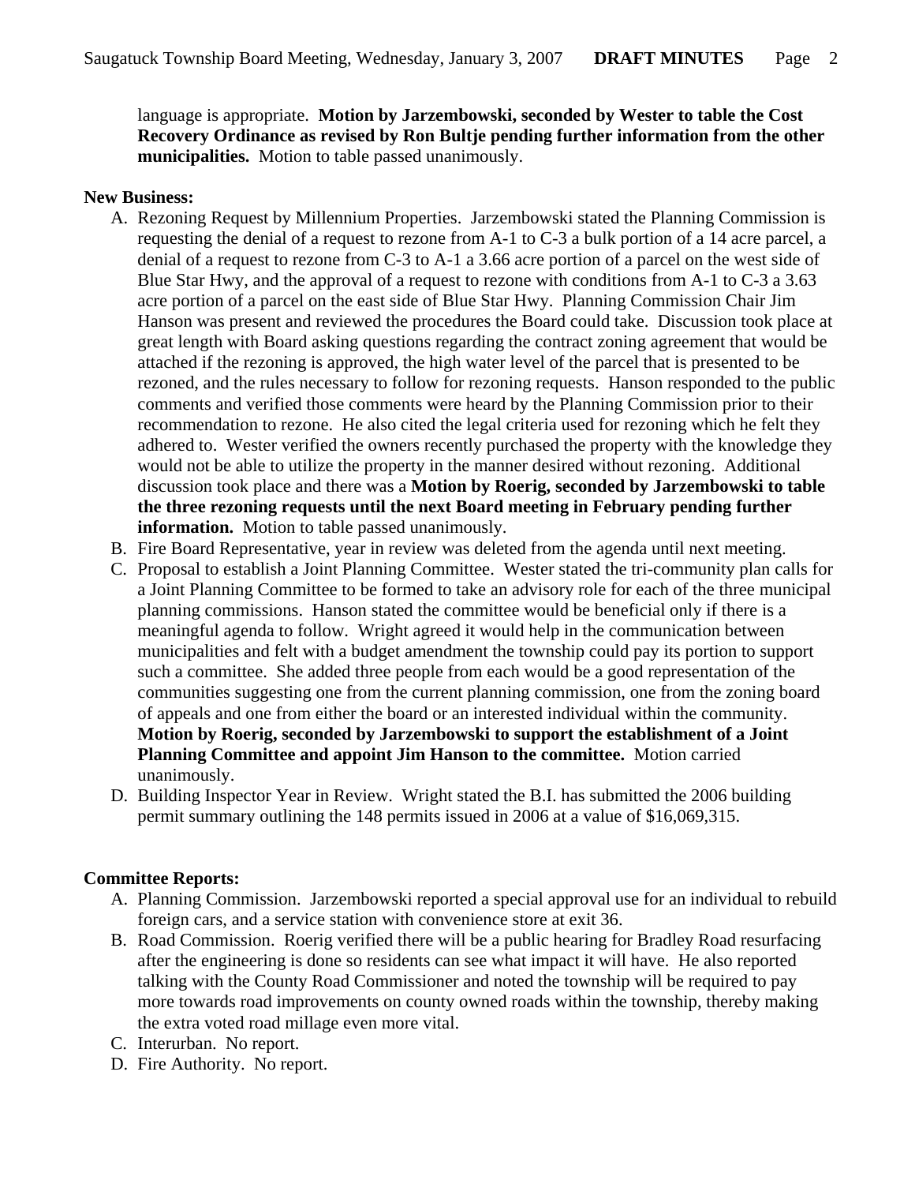language is appropriate. **Motion by Jarzembowski, seconded by Wester to table the Cost Recovery Ordinance as revised by Ron Bultje pending further information from the other municipalities.** Motion to table passed unanimously.

**New Business:**

A. Rezoning Request by Millennium Properties. Jarzembowski stated the Planning Commission is requesting the denial of a request to rezone from A-1 to C-3 a bulk portion of a 14 acre parcel, a denial of a request to rezone from C-3 to A-1 a 3.66 acre portion of a parcel on the west side of Blue Star Hwy, and the approval of a request to rezone with conditions from A-1 to C-3 a 3.63 acre portion of a parcel on the east side of Blue Star Hwy. Planning Commission Chair Jim Hanson was present and reviewed the procedures the Board could take. Discussion took place at great length with Board asking questions regarding the contract zoning agreement that would be attached if the rezoning is approved, the high water level of the parcel that is presented to be rezoned, and the rules necessary to follow for rezoning requests. Hanson responded to the public comments and verified those comments were heard by the Planning Commission prior to their recommendation to rezone. He also cited the legal criteria used for rezoning which he felt they adhered to. Wester verified the owners recently purchased the property with the knowledge they would not be able to utilize the property in the manner desired without rezoning. Additional discussion took place and there was a **Motion by Roerig, seconded by Jarzembowski to table the three rezoning requests until the next Board meeting in February pending further information.** Motion to table passed unanimously.
B. Fire Board Representative, year in review was deleted from the agenda until next meeting.
C. Proposal to establish a Joint Planning Committee. Wester stated the tri-community plan calls for a Joint Planning Committee to be formed to take an advisory role for each of the three municipal planning commissions. Hanson stated the committee would be beneficial only if there is a meaningful agenda to follow. Wright agreed it would help in the communication between municipalities and felt with a budget amendment the township could pay its portion to support such a committee. She added three people from each would be a good representation of the communities suggesting one from the current planning commission, one from the zoning board of appeals and one from either the board or an interested individual within the community. **Motion by Roerig, seconded by Jarzembowski to support the establishment of a Joint Planning Committee and appoint Jim Hanson to the committee.** Motion carried unanimously.
D. Building Inspector Year in Review. Wright stated the B.I. has submitted the 2006 building permit summary outlining the 148 permits issued in 2006 at a value of $16,069,315.

**Committee Reports:**

A. Planning Commission. Jarzembowski reported a special approval use for an individual to rebuild foreign cars, and a service station with convenience store at exit 36.
B. Road Commission. Roerig verified there will be a public hearing for Bradley Road resurfacing after the engineering is done so residents can see what impact it will have. He also reported talking with the County Road Commissioner and noted the township will be required to pay more towards road improvements on county owned roads within the township, thereby making the extra voted road millage even more vital.
C. Interurban. No report.
D. Fire Authority. No report.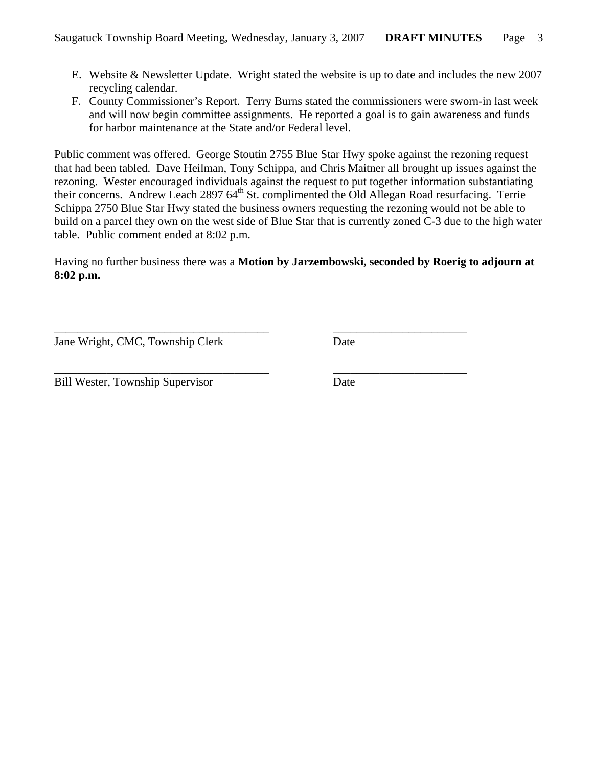E. Website & Newsletter Update. Wright stated the website is up to date and includes the new 2007 recycling calendar.
F. County Commissioner's Report. Terry Burns stated the commissioners were sworn-in last week and will now begin committee assignments. He reported a goal is to gain awareness and funds for harbor maintenance at the State and/or Federal level.

Public comment was offered. George Stoutin 2755 Blue Star Hwy spoke against the rezoning request that had been tabled. Dave Heilman, Tony Schippa, and Chris Maitner all brought up issues against the rezoning. Wester encouraged individuals against the request to put together information substantiating their concerns. Andrew Leach 2897 64th St. complimented the Old Allegan Road resurfacing. Terrie Schippa 2750 Blue Star Hwy stated the business owners requesting the rezoning would not be able to build on a parcel they own on the west side of Blue Star that is currently zoned C-3 due to the high water table. Public comment ended at 8:02 p.m.

Having no further business there was a **Motion by Jarzembowski, seconded by Roerig to adjourn at 8:02 p.m.**

_____________________________________ _______________________
Jane Wright, CMC, Township Clerk Date

_____________________________________ _______________________
Bill Wester, Township Supervisor Date